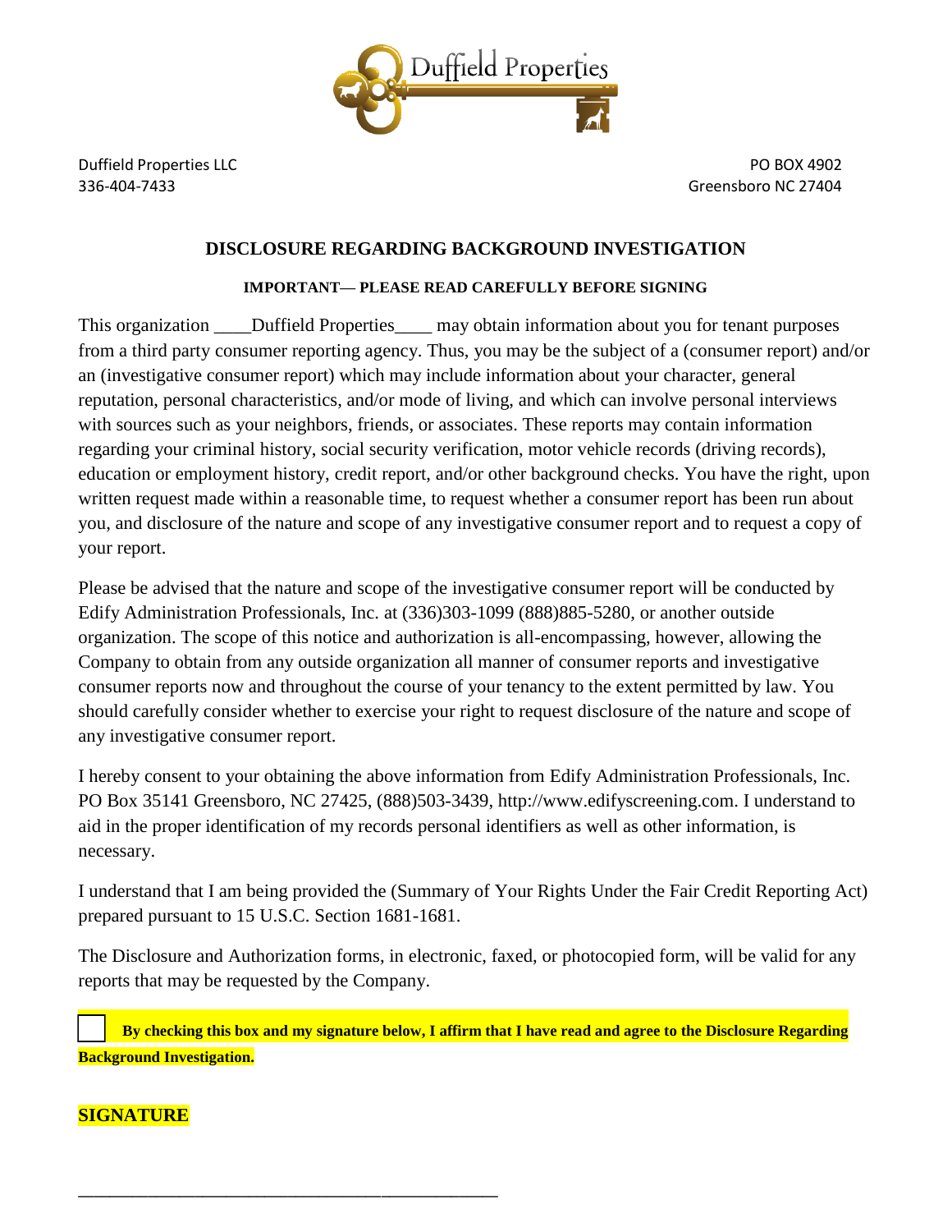Duffield Properties

Duffield Properties LLC
336-404-7433

PO BOX 4902
Greensboro NC 27404

## DISCLOSURE REGARDING BACKGROUND INVESTIGATION

**IMPORTANT— PLEASE READ CAREFULLY BEFORE SIGNING**

This organization ____Duffield Properties____ may obtain information about you for tenant purposes from a third party consumer reporting agency. Thus, you may be the subject of a (consumer report) and/or an (investigative consumer report) which may include information about your character, general reputation, personal characteristics, and/or mode of living, and which can involve personal interviews with sources such as your neighbors, friends, or associates. These reports may contain information regarding your criminal history, social security verification, motor vehicle records (driving records), education or employment history, credit report, and/or other background checks. You have the right, upon written request made within a reasonable time, to request whether a consumer report has been run about you, and disclosure of the nature and scope of any investigative consumer report and to request a copy of your report.

Please be advised that the nature and scope of the investigative consumer report will be conducted by Edify Administration Professionals, Inc. at (336)303-1099 (888)885-5280, or another outside organization. The scope of this notice and authorization is all-encompassing, however, allowing the Company to obtain from any outside organization all manner of consumer reports and investigative consumer reports now and throughout the course of your tenancy to the extent permitted by law. You should carefully consider whether to exercise your right to request disclosure of the nature and scope of any investigative consumer report.

I hereby consent to your obtaining the above information from Edify Administration Professionals, Inc. PO Box 35141 Greensboro, NC 27425, (888)503-3439, http://www.edifyscreening.com. I understand to aid in the proper identification of my records personal identifiers as well as other information, is necessary.

I understand that I am being provided the (Summary of Your Rights Under the Fair Credit Reporting Act) prepared pursuant to 15 U.S.C. Section 1681-1681.

The Disclosure and Authorization forms, in electronic, faxed, or photocopied form, will be valid for any reports that may be requested by the Company.

☐ **By checking this box and my signature below, I affirm that I have read and agree to the Disclosure Regarding Background Investigation.**

**SIGNATURE**

_______________________________________________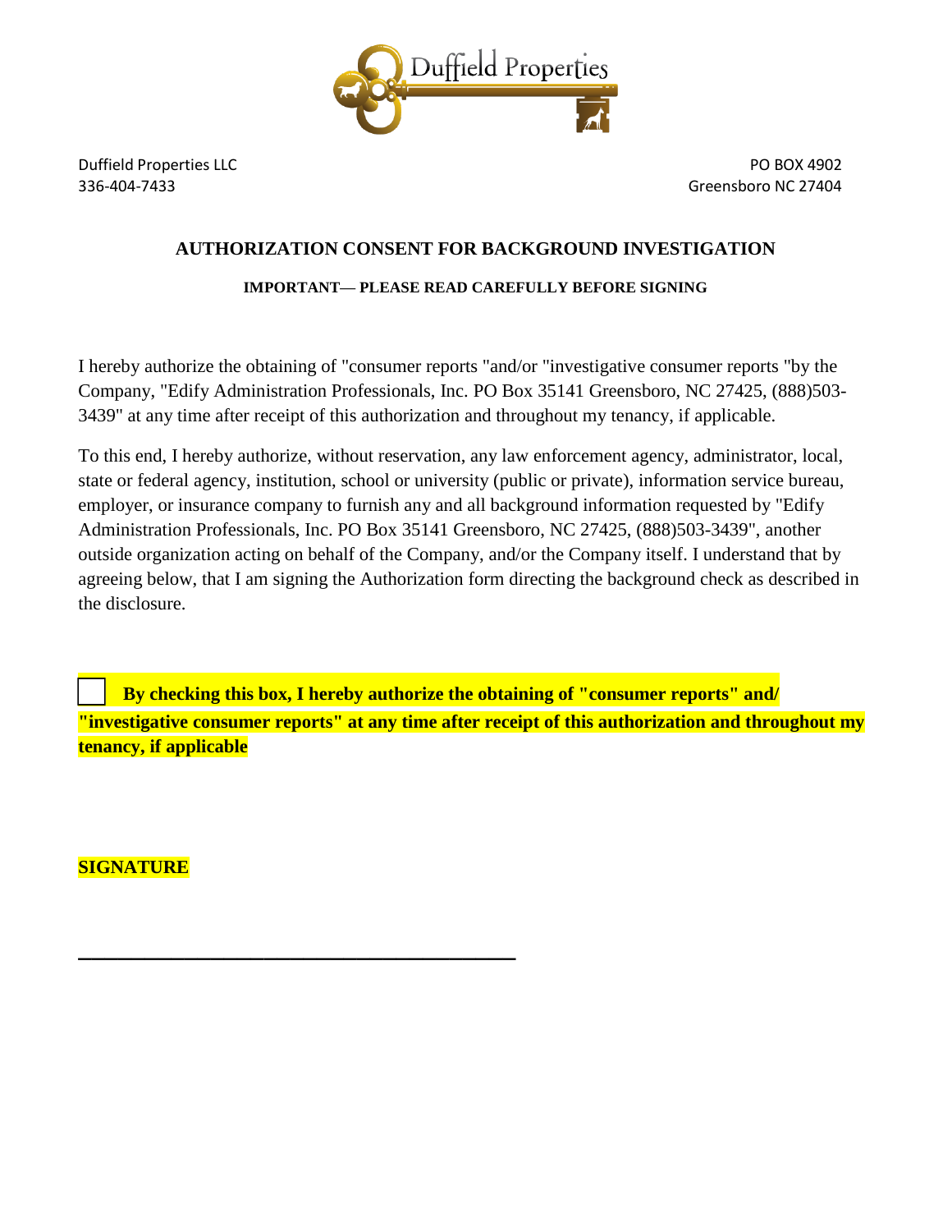Duffield Properties

Duffield Properties LLC
336-404-7433

PO BOX 4902
Greensboro NC 27404

## AUTHORIZATION CONSENT FOR BACKGROUND INVESTIGATION

**IMPORTANT— PLEASE READ CAREFULLY BEFORE SIGNING**

I hereby authorize the obtaining of "consumer reports "and/or "investigative consumer reports "by the Company, "Edify Administration Professionals, Inc. PO Box 35141 Greensboro, NC 27425, (888)503-3439" at any time after receipt of this authorization and throughout my tenancy, if applicable.

To this end, I hereby authorize, without reservation, any law enforcement agency, administrator, local, state or federal agency, institution, school or university (public or private), information service bureau, employer, or insurance company to furnish any and all background information requested by "Edify Administration Professionals, Inc. PO Box 35141 Greensboro, NC 27425, (888)503-3439", another outside organization acting on behalf of the Company, and/or the Company itself. I understand that by agreeing below, that I am signing the Authorization form directing the background check as described in the disclosure.

☐ **By checking this box, I hereby authorize the obtaining of "consumer reports" and/ "investigative consumer reports" at any time after receipt of this authorization and throughout my tenancy, if applicable**

**SIGNATURE**

\_\_\_\_\_\_\_\_\_\_\_\_\_\_\_\_\_\_\_\_\_\_\_\_\_\_\_\_\_\_\_\_\_\_\_\_\_\_\_\_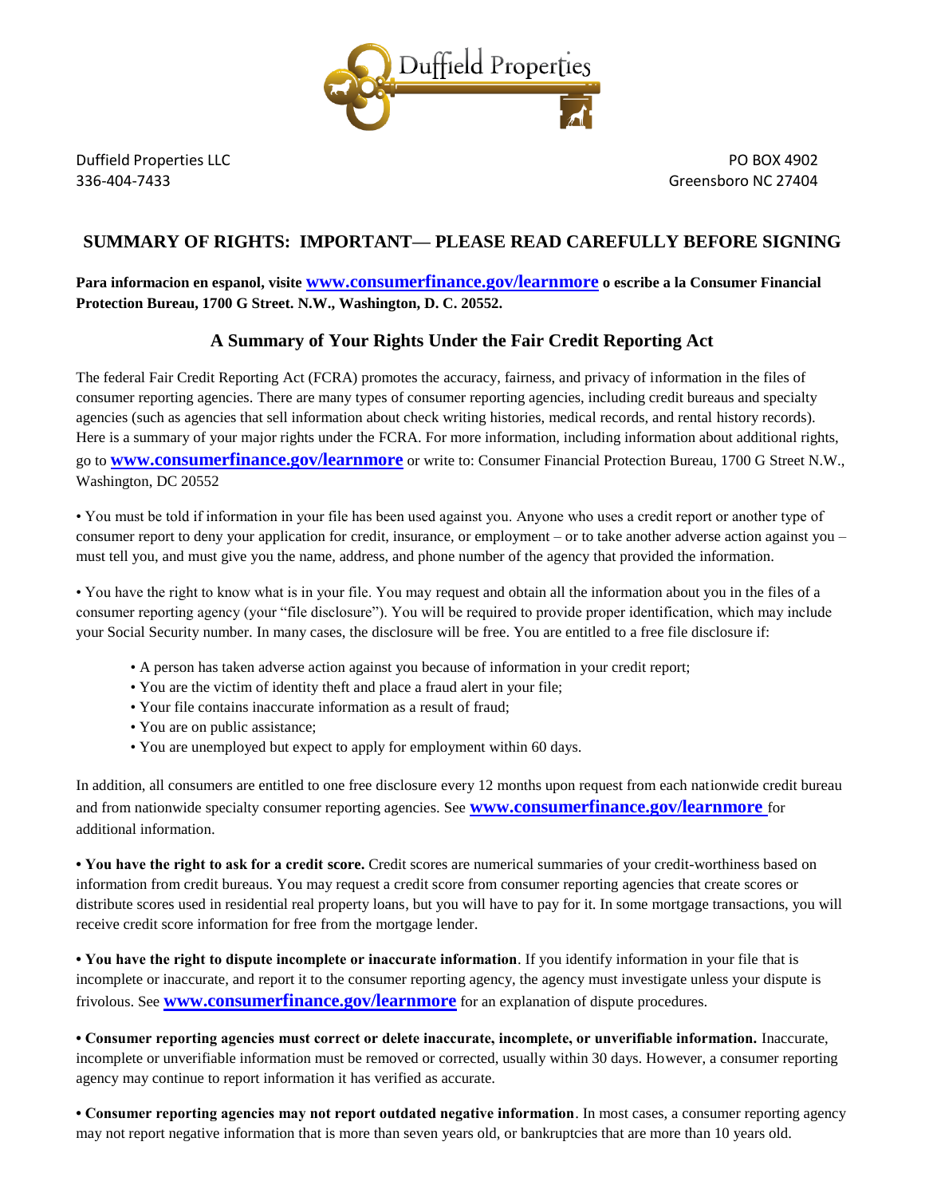Duffield Properties LLC
336-404-7433

PO BOX 4902
Greensboro NC 27404

## SUMMARY OF RIGHTS: IMPORTANT— PLEASE READ CAREFULLY BEFORE SIGNING

**Para informacion en espanol, visite www.consumerfinance.gov/learnmore o escribe a la Consumer Financial Protection Bureau, 1700 G Street. N.W., Washington, D. C. 20552.**

### A Summary of Your Rights Under the Fair Credit Reporting Act

The federal Fair Credit Reporting Act (FCRA) promotes the accuracy, fairness, and privacy of information in the files of consumer reporting agencies. There are many types of consumer reporting agencies, including credit bureaus and specialty agencies (such as agencies that sell information about check writing histories, medical records, and rental history records). Here is a summary of your major rights under the FCRA. For more information, including information about additional rights, go to **www.consumerfinance.gov/learnmore** or write to: Consumer Financial Protection Bureau, 1700 G Street N.W., Washington, DC 20552

• You must be told if information in your file has been used against you. Anyone who uses a credit report or another type of consumer report to deny your application for credit, insurance, or employment – or to take another adverse action against you – must tell you, and must give you the name, address, and phone number of the agency that provided the information.

• You have the right to know what is in your file. You may request and obtain all the information about you in the files of a consumer reporting agency (your "file disclosure"). You will be required to provide proper identification, which may include your Social Security number. In many cases, the disclosure will be free. You are entitled to a free file disclosure if:

- A person has taken adverse action against you because of information in your credit report;
- You are the victim of identity theft and place a fraud alert in your file;
- Your file contains inaccurate information as a result of fraud;
- You are on public assistance;
- You are unemployed but expect to apply for employment within 60 days.

In addition, all consumers are entitled to one free disclosure every 12 months upon request from each nationwide credit bureau and from nationwide specialty consumer reporting agencies. See **www.consumerfinance.gov/learnmore** for additional information.

**• You have the right to ask for a credit score.** Credit scores are numerical summaries of your credit-worthiness based on information from credit bureaus. You may request a credit score from consumer reporting agencies that create scores or distribute scores used in residential real property loans, but you will have to pay for it. In some mortgage transactions, you will receive credit score information for free from the mortgage lender.

**• You have the right to dispute incomplete or inaccurate information**. If you identify information in your file that is incomplete or inaccurate, and report it to the consumer reporting agency, the agency must investigate unless your dispute is frivolous. See **www.consumerfinance.gov/learnmore** for an explanation of dispute procedures.

**• Consumer reporting agencies must correct or delete inaccurate, incomplete, or unverifiable information.** Inaccurate, incomplete or unverifiable information must be removed or corrected, usually within 30 days. However, a consumer reporting agency may continue to report information it has verified as accurate.

**• Consumer reporting agencies may not report outdated negative information**. In most cases, a consumer reporting agency may not report negative information that is more than seven years old, or bankruptcies that are more than 10 years old.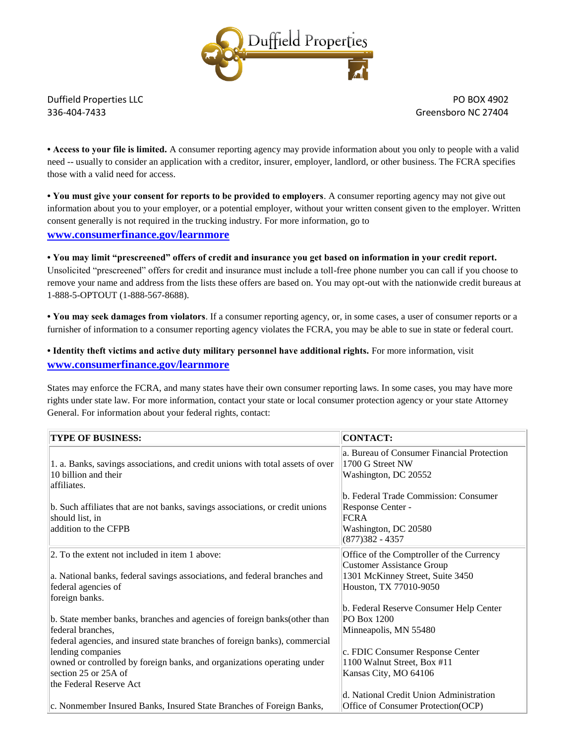Duffield Properties LLC
336-404-7433

PO BOX 4902
Greensboro NC 27404

**• Access to your file is limited.** A consumer reporting agency may provide information about you only to people with a valid need -- usually to consider an application with a creditor, insurer, employer, landlord, or other business. The FCRA specifies those with a valid need for access.

**• You must give your consent for reports to be provided to employers**. A consumer reporting agency may not give out information about you to your employer, or a potential employer, without your written consent given to the employer. Written consent generally is not required in the trucking industry. For more information, go to **www.consumerfinance.gov/learnmore**

**• You may limit "prescreened" offers of credit and insurance you get based on information in your credit report.** Unsolicited "prescreened" offers for credit and insurance must include a toll-free phone number you can call if you choose to remove your name and address from the lists these offers are based on. You may opt-out with the nationwide credit bureaus at 1-888-5-OPTOUT (1-888-567-8688).

**• You may seek damages from violators**. If a consumer reporting agency, or, in some cases, a user of consumer reports or a furnisher of information to a consumer reporting agency violates the FCRA, you may be able to sue in state or federal court.

**• Identity theft victims and active duty military personnel have additional rights.** For more information, visit **www.consumerfinance.gov/learnmore**

States may enforce the FCRA, and many states have their own consumer reporting laws. In some cases, you may have more rights under state law. For more information, contact your state or local consumer protection agency or your state Attorney General. For information about your federal rights, contact:

| TYPE OF BUSINESS: | CONTACT: |
|---|---|
| 1. a. Banks, savings associations, and credit unions with total assets of over 10 billion and their affiliates.<br><br>b. Such affiliates that are not banks, savings associations, or credit unions should list, in addition to the CFPB | a. Bureau of Consumer Financial Protection<br>1700 G Street NW<br>Washington, DC 20552<br><br>b. Federal Trade Commission: Consumer Response Center - FCRA<br>Washington, DC 20580<br>(877)382 - 4357 |
| 2. To the extent not included in item 1 above:<br><br>a. National banks, federal savings associations, and federal branches and federal agencies of foreign banks.<br><br>b. State member banks, branches and agencies of foreign banks(other than federal branches, federal agencies, and insured state branches of foreign banks), commercial lending companies owned or controlled by foreign banks, and organizations operating under section 25 or 25A of the Federal Reserve Act<br><br>c. Nonmember Insured Banks, Insured State Branches of Foreign Banks, | Office of the Comptroller of the Currency<br>Customer Assistance Group<br>1301 McKinney Street, Suite 3450<br>Houston, TX 77010-9050<br><br>b. Federal Reserve Consumer Help Center<br>PO Box 1200<br>Minneapolis, MN 55480<br><br>c. FDIC Consumer Response Center<br>1100 Walnut Street, Box #11<br>Kansas City, MO 64106<br><br>d. National Credit Union Administration<br>Office of Consumer Protection(OCP) |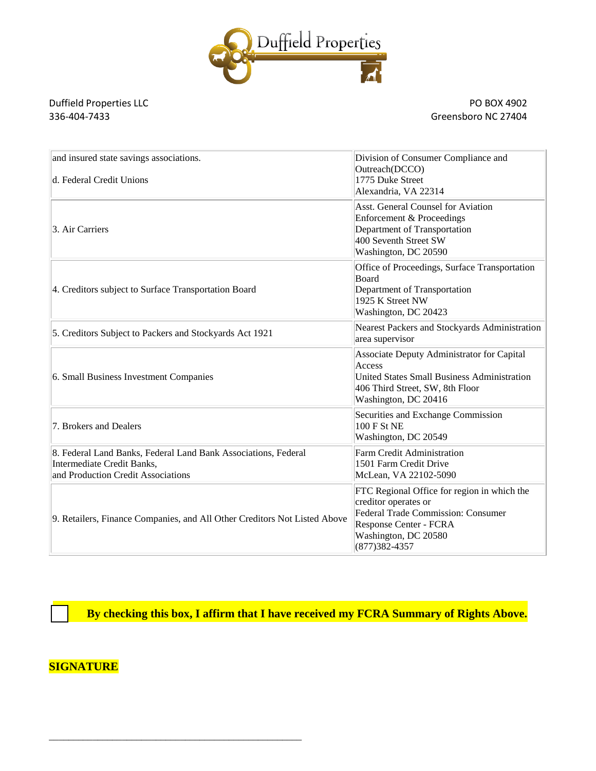Duffield Properties LLC
336-404-7433

PO BOX 4902
Greensboro NC 27404

| | |
|---|---|
| and insured state savings associations.<br><br>d. Federal Credit Unions | Division of Consumer Compliance and Outreach(DCCO)<br>1775 Duke Street<br>Alexandria, VA 22314 |
| 3. Air Carriers | Asst. General Counsel for Aviation Enforcement & Proceedings<br>Department of Transportation<br>400 Seventh Street SW<br>Washington, DC 20590 |
| 4. Creditors subject to Surface Transportation Board | Office of Proceedings, Surface Transportation Board<br>Department of Transportation<br>1925 K Street NW<br>Washington, DC 20423 |
| 5. Creditors Subject to Packers and Stockyards Act 1921 | Nearest Packers and Stockyards Administration area supervisor |
| 6. Small Business Investment Companies | Associate Deputy Administrator for Capital Access<br>United States Small Business Administration<br>406 Third Street, SW, 8th Floor<br>Washington, DC 20416 |
| 7. Brokers and Dealers | Securities and Exchange Commission<br>100 F St NE<br>Washington, DC 20549 |
| 8. Federal Land Banks, Federal Land Bank Associations, Federal Intermediate Credit Banks,<br>and Production Credit Associations | Farm Credit Administration<br>1501 Farm Credit Drive<br>McLean, VA 22102-5090 |
| 9. Retailers, Finance Companies, and All Other Creditors Not Listed Above | FTC Regional Office for region in which the creditor operates or<br>Federal Trade Commission: Consumer Response Center - FCRA<br>Washington, DC 20580<br>(877)382-4357 |

☐ **By checking this box, I affirm that I have received my FCRA Summary of Rights Above.**

**SIGNATURE**

\_\_\_\_\_\_\_\_\_\_\_\_\_\_\_\_\_\_\_\_\_\_\_\_\_\_\_\_\_\_\_\_\_\_\_\_\_\_\_\_\_\_\_\_\_\_\_\_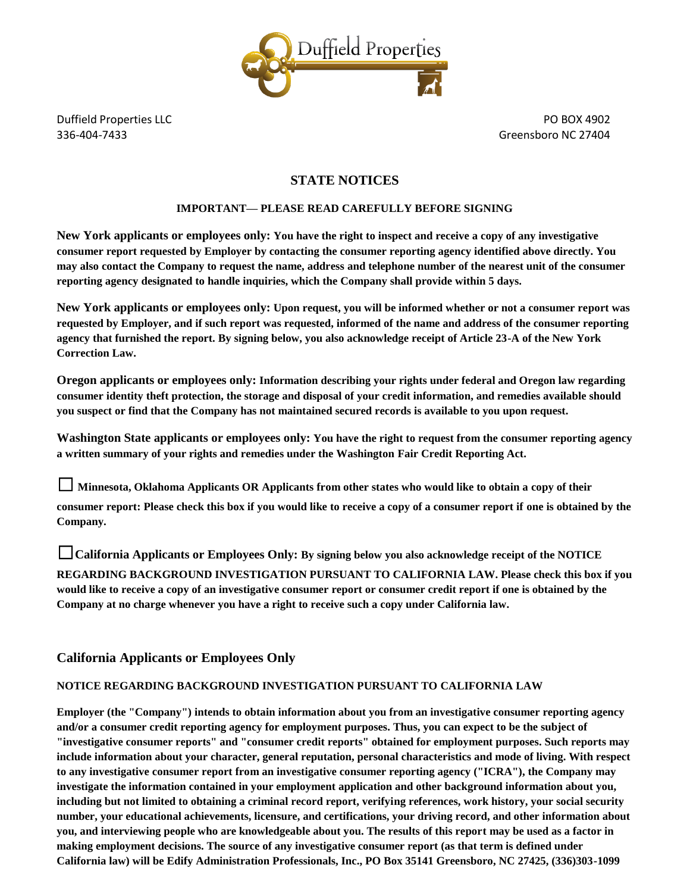Duffield Properties

Duffield Properties LLC
336-404-7433

PO BOX 4902
Greensboro NC 27404

## STATE NOTICES

**IMPORTANT— PLEASE READ CAREFULLY BEFORE SIGNING**

**New York applicants or employees only: You have the right to inspect and receive a copy of any investigative consumer report requested by Employer by contacting the consumer reporting agency identified above directly. You may also contact the Company to request the name, address and telephone number of the nearest unit of the consumer reporting agency designated to handle inquiries, which the Company shall provide within 5 days.**

**New York applicants or employees only: Upon request, you will be informed whether or not a consumer report was requested by Employer, and if such report was requested, informed of the name and address of the consumer reporting agency that furnished the report. By signing below, you also acknowledge receipt of Article 23-A of the New York Correction Law.**

**Oregon applicants or employees only: Information describing your rights under federal and Oregon law regarding consumer identity theft protection, the storage and disposal of your credit information, and remedies available should you suspect or find that the Company has not maintained secured records is available to you upon request.**

**Washington State applicants or employees only: You have the right to request from the consumer reporting agency a written summary of your rights and remedies under the Washington Fair Credit Reporting Act.**

☐ **Minnesota, Oklahoma Applicants OR Applicants from other states who would like to obtain a copy of their consumer report: Please check this box if you would like to receive a copy of a consumer report if one is obtained by the Company.**

☐ **California Applicants or Employees Only: By signing below you also acknowledge receipt of the NOTICE REGARDING BACKGROUND INVESTIGATION PURSUANT TO CALIFORNIA LAW. Please check this box if you would like to receive a copy of an investigative consumer report or consumer credit report if one is obtained by the Company at no charge whenever you have a right to receive such a copy under California law.**

## California Applicants or Employees Only

**NOTICE REGARDING BACKGROUND INVESTIGATION PURSUANT TO CALIFORNIA LAW**

**Employer (the "Company") intends to obtain information about you from an investigative consumer reporting agency and/or a consumer credit reporting agency for employment purposes. Thus, you can expect to be the subject of "investigative consumer reports" and "consumer credit reports" obtained for employment purposes. Such reports may include information about your character, general reputation, personal characteristics and mode of living. With respect to any investigative consumer report from an investigative consumer reporting agency ("ICRA"), the Company may investigate the information contained in your employment application and other background information about you, including but not limited to obtaining a criminal record report, verifying references, work history, your social security number, your educational achievements, licensure, and certifications, your driving record, and other information about you, and interviewing people who are knowledgeable about you. The results of this report may be used as a factor in making employment decisions. The source of any investigative consumer report (as that term is defined under California law) will be Edify Administration Professionals, Inc., PO Box 35141 Greensboro, NC 27425, (336)303-1099**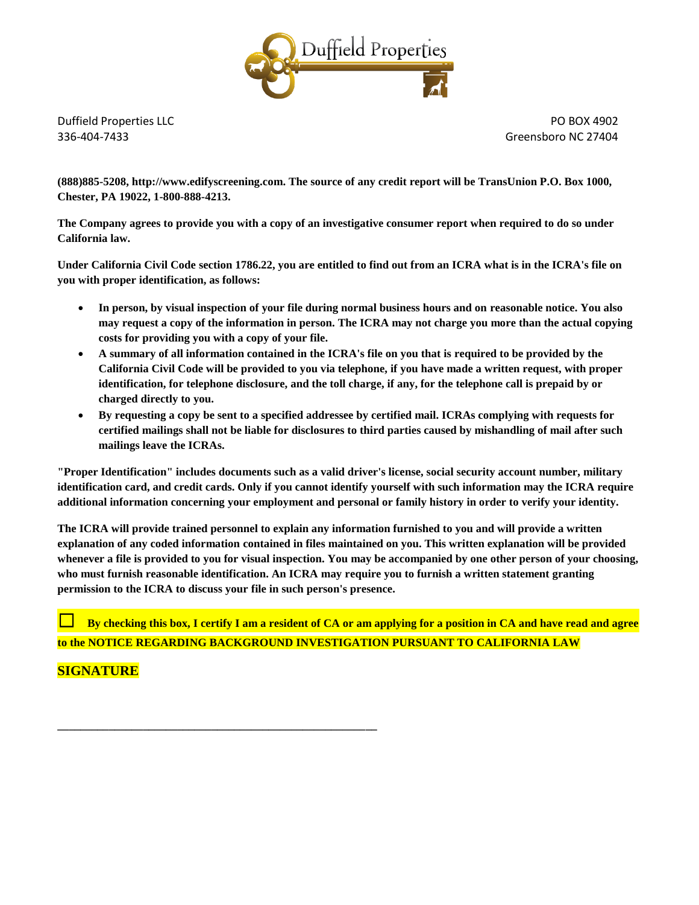Duffield Properties LLC
336-404-7433

PO BOX 4902
Greensboro NC 27404

**(888)885-5208, http://www.edifyscreening.com. The source of any credit report will be TransUnion P.O. Box 1000, Chester, PA 19022, 1-800-888-4213.**

**The Company agrees to provide you with a copy of an investigative consumer report when required to do so under California law.**

**Under California Civil Code section 1786.22, you are entitled to find out from an ICRA what is in the ICRA's file on you with proper identification, as follows:**

- **In person, by visual inspection of your file during normal business hours and on reasonable notice. You also may request a copy of the information in person. The ICRA may not charge you more than the actual copying costs for providing you with a copy of your file.**
- **A summary of all information contained in the ICRA's file on you that is required to be provided by the California Civil Code will be provided to you via telephone, if you have made a written request, with proper identification, for telephone disclosure, and the toll charge, if any, for the telephone call is prepaid by or charged directly to you.**
- **By requesting a copy be sent to a specified addressee by certified mail. ICRAs complying with requests for certified mailings shall not be liable for disclosures to third parties caused by mishandling of mail after such mailings leave the ICRAs.**

**"Proper Identification" includes documents such as a valid driver's license, social security account number, military identification card, and credit cards. Only if you cannot identify yourself with such information may the ICRA require additional information concerning your employment and personal or family history in order to verify your identity.**

**The ICRA will provide trained personnel to explain any information furnished to you and will provide a written explanation of any coded information contained in files maintained on you. This written explanation will be provided whenever a file is provided to you for visual inspection. You may be accompanied by one other person of your choosing, who must furnish reasonable identification. An ICRA may require you to furnish a written statement granting permission to the ICRA to discuss your file in such person's presence.**

☐ **By checking this box, I certify I am a resident of CA or am applying for a position in CA and have read and agree to the NOTICE REGARDING BACKGROUND INVESTIGATION PURSUANT TO CALIFORNIA LAW**

**SIGNATURE**

\_\_\_\_\_\_\_\_\_\_\_\_\_\_\_\_\_\_\_\_\_\_\_\_\_\_\_\_\_\_\_\_\_\_\_\_\_\_\_\_\_\_\_\_\_\_\_\_\_\_\_\_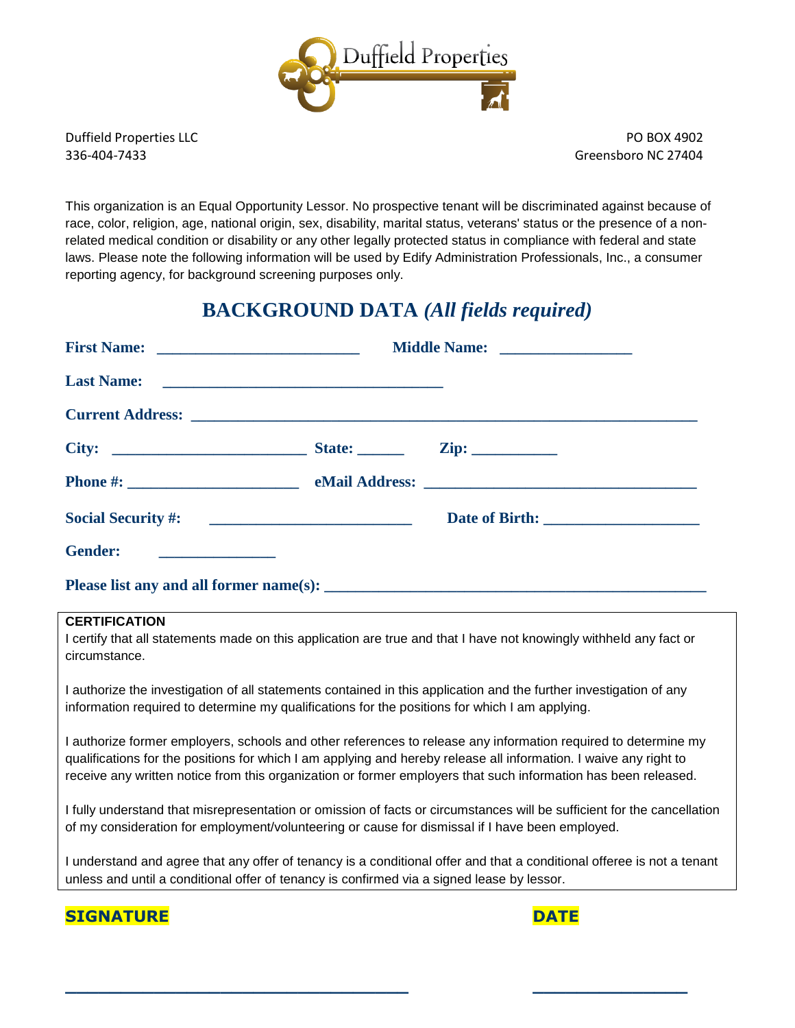Duffield Properties

Duffield Properties LLC
336-404-7433

PO BOX 4902
Greensboro NC 27404

This organization is an Equal Opportunity Lessor. No prospective tenant will be discriminated against because of race, color, religion, age, national origin, sex, disability, marital status, veterans' status or the presence of a non-related medical condition or disability or any other legally protected status in compliance with federal and state laws. Please note the following information will be used by Edify Administration Professionals, Inc., a consumer reporting agency, for background screening purposes only.

## BACKGROUND DATA *(All fields required)*

**First Name:** _________________________ **Middle Name:** ________________

**Last Name:** ___________________________________

**Current Address:** _______________________________________________________________

**City:** ________________________ **State:** ______ **Zip:** __________

**Phone #:** _____________________ **eMail Address:** __________________________________

**Social Security #:** _________________________ **Date of Birth:** ___________________

**Gender:** ______________

**Please list any and all former name(s):** _______________________________________________

**CERTIFICATION**

I certify that all statements made on this application are true and that I have not knowingly withheld any fact or circumstance.

I authorize the investigation of all statements contained in this application and the further investigation of any information required to determine my qualifications for the positions for which I am applying.

I authorize former employers, schools and other references to release any information required to determine my qualifications for the positions for which I am applying and hereby release all information. I waive any right to receive any written notice from this organization or former employers that such information has been released.

I fully understand that misrepresentation or omission of facts or circumstances will be sufficient for the cancellation of my consideration for employment/volunteering or cause for dismissal if I have been employed.

I understand and agree that any offer of tenancy is a conditional offer and that a conditional offeree is not a tenant unless and until a conditional offer of tenancy is confirmed via a signed lease by lessor.

**SIGNATURE** **DATE**

___________________________________ ________________